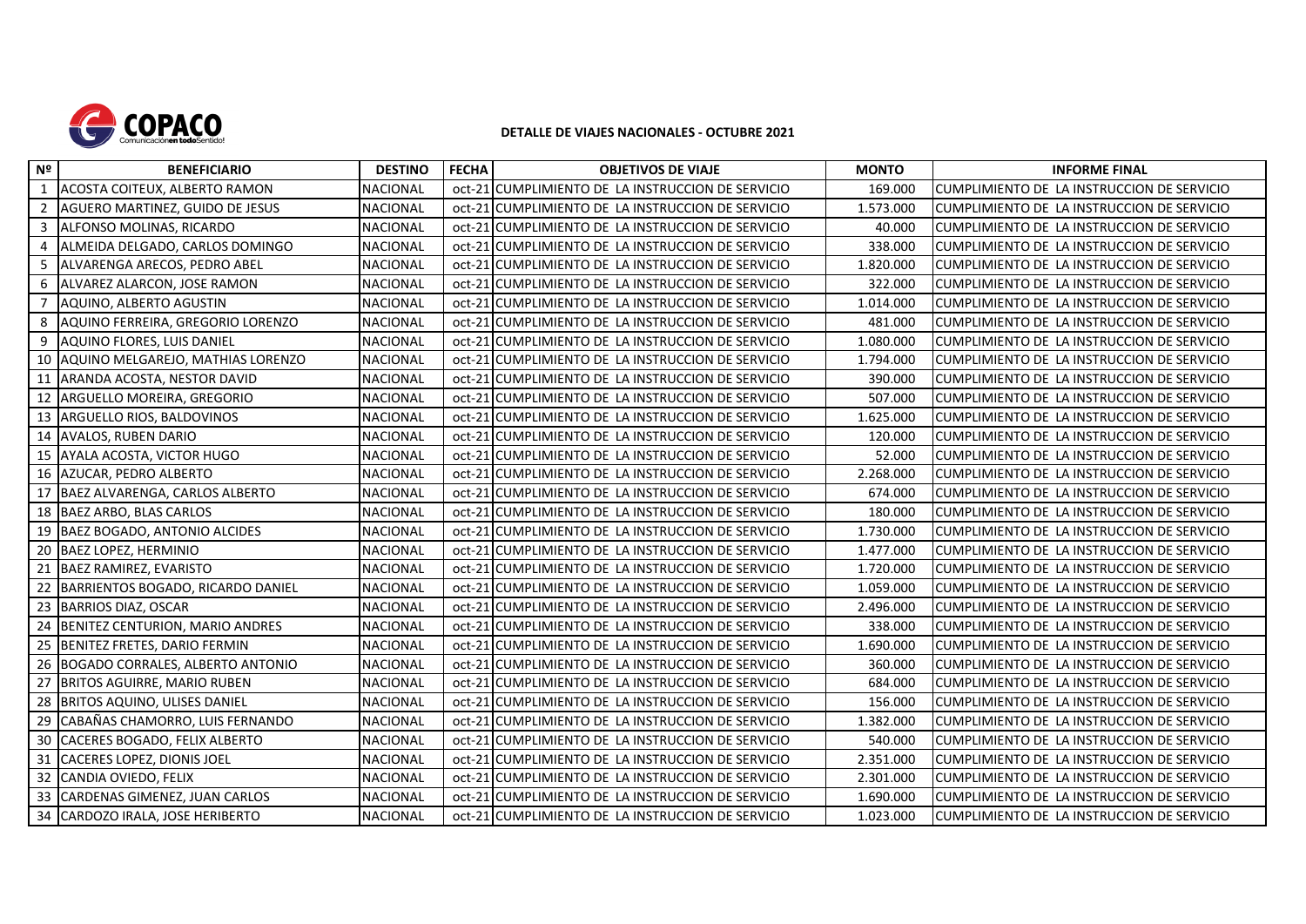**DETALLE DE VIAJES NACIONALES - OCTUBRE 2021**

| Nº | BENEFICIARIO | DESTINO | FECHA | OBJETIVOS DE VIAJE | MONTO | INFORME FINAL |
|---|---|---|---|---|---|---|
| 1 | ACOSTA COITEUX, ALBERTO RAMON | NACIONAL | oct-21 | CUMPLIMIENTO DE LA INSTRUCCION DE SERVICIO | 169.000 | CUMPLIMIENTO DE LA INSTRUCCION DE SERVICIO |
| 2 | AGUERO MARTINEZ, GUIDO DE JESUS | NACIONAL | oct-21 | CUMPLIMIENTO DE LA INSTRUCCION DE SERVICIO | 1.573.000 | CUMPLIMIENTO DE LA INSTRUCCION DE SERVICIO |
| 3 | ALFONSO MOLINAS, RICARDO | NACIONAL | oct-21 | CUMPLIMIENTO DE LA INSTRUCCION DE SERVICIO | 40.000 | CUMPLIMIENTO DE LA INSTRUCCION DE SERVICIO |
| 4 | ALMEIDA DELGADO, CARLOS DOMINGO | NACIONAL | oct-21 | CUMPLIMIENTO DE LA INSTRUCCION DE SERVICIO | 338.000 | CUMPLIMIENTO DE LA INSTRUCCION DE SERVICIO |
| 5 | ALVARENGA ARECOS, PEDRO ABEL | NACIONAL | oct-21 | CUMPLIMIENTO DE LA INSTRUCCION DE SERVICIO | 1.820.000 | CUMPLIMIENTO DE LA INSTRUCCION DE SERVICIO |
| 6 | ALVAREZ ALARCON, JOSE RAMON | NACIONAL | oct-21 | CUMPLIMIENTO DE LA INSTRUCCION DE SERVICIO | 322.000 | CUMPLIMIENTO DE LA INSTRUCCION DE SERVICIO |
| 7 | AQUINO, ALBERTO AGUSTIN | NACIONAL | oct-21 | CUMPLIMIENTO DE LA INSTRUCCION DE SERVICIO | 1.014.000 | CUMPLIMIENTO DE LA INSTRUCCION DE SERVICIO |
| 8 | AQUINO FERREIRA, GREGORIO LORENZO | NACIONAL | oct-21 | CUMPLIMIENTO DE LA INSTRUCCION DE SERVICIO | 481.000 | CUMPLIMIENTO DE LA INSTRUCCION DE SERVICIO |
| 9 | AQUINO FLORES, LUIS DANIEL | NACIONAL | oct-21 | CUMPLIMIENTO DE LA INSTRUCCION DE SERVICIO | 1.080.000 | CUMPLIMIENTO DE LA INSTRUCCION DE SERVICIO |
| 10 | AQUINO MELGAREJO, MATHIAS LORENZO | NACIONAL | oct-21 | CUMPLIMIENTO DE LA INSTRUCCION DE SERVICIO | 1.794.000 | CUMPLIMIENTO DE LA INSTRUCCION DE SERVICIO |
| 11 | ARANDA ACOSTA, NESTOR DAVID | NACIONAL | oct-21 | CUMPLIMIENTO DE LA INSTRUCCION DE SERVICIO | 390.000 | CUMPLIMIENTO DE LA INSTRUCCION DE SERVICIO |
| 12 | ARGUELLO MOREIRA, GREGORIO | NACIONAL | oct-21 | CUMPLIMIENTO DE LA INSTRUCCION DE SERVICIO | 507.000 | CUMPLIMIENTO DE LA INSTRUCCION DE SERVICIO |
| 13 | ARGUELLO RIOS, BALDOVINOS | NACIONAL | oct-21 | CUMPLIMIENTO DE LA INSTRUCCION DE SERVICIO | 1.625.000 | CUMPLIMIENTO DE LA INSTRUCCION DE SERVICIO |
| 14 | AVALOS, RUBEN DARIO | NACIONAL | oct-21 | CUMPLIMIENTO DE LA INSTRUCCION DE SERVICIO | 120.000 | CUMPLIMIENTO DE LA INSTRUCCION DE SERVICIO |
| 15 | AYALA ACOSTA, VICTOR HUGO | NACIONAL | oct-21 | CUMPLIMIENTO DE LA INSTRUCCION DE SERVICIO | 52.000 | CUMPLIMIENTO DE LA INSTRUCCION DE SERVICIO |
| 16 | AZUCAR, PEDRO ALBERTO | NACIONAL | oct-21 | CUMPLIMIENTO DE LA INSTRUCCION DE SERVICIO | 2.268.000 | CUMPLIMIENTO DE LA INSTRUCCION DE SERVICIO |
| 17 | BAEZ ALVARENGA, CARLOS ALBERTO | NACIONAL | oct-21 | CUMPLIMIENTO DE LA INSTRUCCION DE SERVICIO | 674.000 | CUMPLIMIENTO DE LA INSTRUCCION DE SERVICIO |
| 18 | BAEZ ARBO, BLAS CARLOS | NACIONAL | oct-21 | CUMPLIMIENTO DE LA INSTRUCCION DE SERVICIO | 180.000 | CUMPLIMIENTO DE LA INSTRUCCION DE SERVICIO |
| 19 | BAEZ BOGADO, ANTONIO ALCIDES | NACIONAL | oct-21 | CUMPLIMIENTO DE LA INSTRUCCION DE SERVICIO | 1.730.000 | CUMPLIMIENTO DE LA INSTRUCCION DE SERVICIO |
| 20 | BAEZ LOPEZ, HERMINIO | NACIONAL | oct-21 | CUMPLIMIENTO DE LA INSTRUCCION DE SERVICIO | 1.477.000 | CUMPLIMIENTO DE LA INSTRUCCION DE SERVICIO |
| 21 | BAEZ RAMIREZ, EVARISTO | NACIONAL | oct-21 | CUMPLIMIENTO DE LA INSTRUCCION DE SERVICIO | 1.720.000 | CUMPLIMIENTO DE LA INSTRUCCION DE SERVICIO |
| 22 | BARRIENTOS BOGADO, RICARDO DANIEL | NACIONAL | oct-21 | CUMPLIMIENTO DE LA INSTRUCCION DE SERVICIO | 1.059.000 | CUMPLIMIENTO DE LA INSTRUCCION DE SERVICIO |
| 23 | BARRIOS DIAZ, OSCAR | NACIONAL | oct-21 | CUMPLIMIENTO DE LA INSTRUCCION DE SERVICIO | 2.496.000 | CUMPLIMIENTO DE LA INSTRUCCION DE SERVICIO |
| 24 | BENITEZ CENTURION, MARIO ANDRES | NACIONAL | oct-21 | CUMPLIMIENTO DE LA INSTRUCCION DE SERVICIO | 338.000 | CUMPLIMIENTO DE LA INSTRUCCION DE SERVICIO |
| 25 | BENITEZ FRETES, DARIO FERMIN | NACIONAL | oct-21 | CUMPLIMIENTO DE LA INSTRUCCION DE SERVICIO | 1.690.000 | CUMPLIMIENTO DE LA INSTRUCCION DE SERVICIO |
| 26 | BOGADO CORRALES, ALBERTO ANTONIO | NACIONAL | oct-21 | CUMPLIMIENTO DE LA INSTRUCCION DE SERVICIO | 360.000 | CUMPLIMIENTO DE LA INSTRUCCION DE SERVICIO |
| 27 | BRITOS AGUIRRE, MARIO RUBEN | NACIONAL | oct-21 | CUMPLIMIENTO DE LA INSTRUCCION DE SERVICIO | 684.000 | CUMPLIMIENTO DE LA INSTRUCCION DE SERVICIO |
| 28 | BRITOS AQUINO, ULISES DANIEL | NACIONAL | oct-21 | CUMPLIMIENTO DE LA INSTRUCCION DE SERVICIO | 156.000 | CUMPLIMIENTO DE LA INSTRUCCION DE SERVICIO |
| 29 | CABAÑAS CHAMORRO, LUIS FERNANDO | NACIONAL | oct-21 | CUMPLIMIENTO DE LA INSTRUCCION DE SERVICIO | 1.382.000 | CUMPLIMIENTO DE LA INSTRUCCION DE SERVICIO |
| 30 | CACERES BOGADO, FELIX ALBERTO | NACIONAL | oct-21 | CUMPLIMIENTO DE LA INSTRUCCION DE SERVICIO | 540.000 | CUMPLIMIENTO DE LA INSTRUCCION DE SERVICIO |
| 31 | CACERES LOPEZ, DIONIS JOEL | NACIONAL | oct-21 | CUMPLIMIENTO DE LA INSTRUCCION DE SERVICIO | 2.351.000 | CUMPLIMIENTO DE LA INSTRUCCION DE SERVICIO |
| 32 | CANDIA OVIEDO, FELIX | NACIONAL | oct-21 | CUMPLIMIENTO DE LA INSTRUCCION DE SERVICIO | 2.301.000 | CUMPLIMIENTO DE LA INSTRUCCION DE SERVICIO |
| 33 | CARDENAS GIMENEZ, JUAN CARLOS | NACIONAL | oct-21 | CUMPLIMIENTO DE LA INSTRUCCION DE SERVICIO | 1.690.000 | CUMPLIMIENTO DE LA INSTRUCCION DE SERVICIO |
| 34 | CARDOZO IRALA, JOSE HERIBERTO | NACIONAL | oct-21 | CUMPLIMIENTO DE LA INSTRUCCION DE SERVICIO | 1.023.000 | CUMPLIMIENTO DE LA INSTRUCCION DE SERVICIO |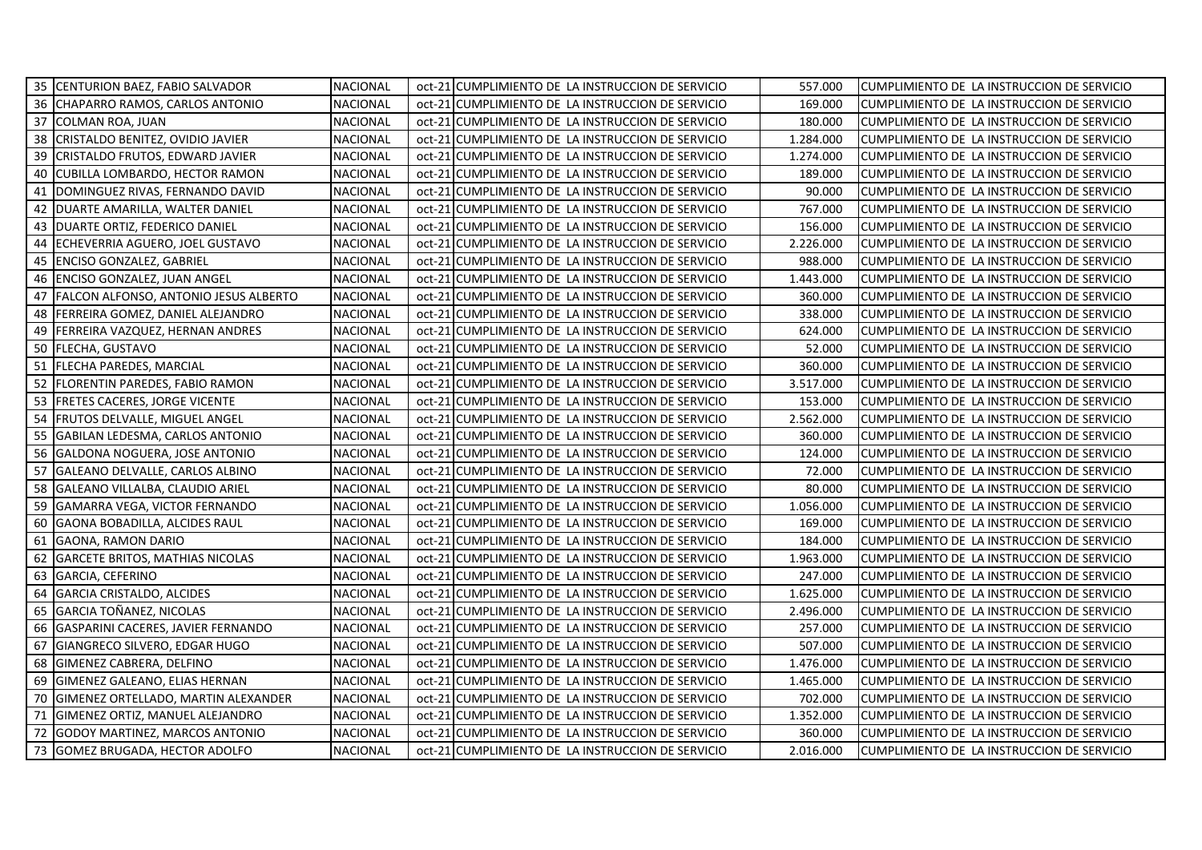| | | | | | | |
|---|---|---|---|---|---|---|
| 35 | CENTURION BAEZ, FABIO SALVADOR | NACIONAL | oct-21 | CUMPLIMIENTO DE LA INSTRUCCION DE SERVICIO | 557.000 | CUMPLIMIENTO DE LA INSTRUCCION DE SERVICIO |
| 36 | CHAPARRO RAMOS, CARLOS ANTONIO | NACIONAL | oct-21 | CUMPLIMIENTO DE LA INSTRUCCION DE SERVICIO | 169.000 | CUMPLIMIENTO DE LA INSTRUCCION DE SERVICIO |
| 37 | COLMAN ROA, JUAN | NACIONAL | oct-21 | CUMPLIMIENTO DE LA INSTRUCCION DE SERVICIO | 180.000 | CUMPLIMIENTO DE LA INSTRUCCION DE SERVICIO |
| 38 | CRISTALDO BENITEZ, OVIDIO JAVIER | NACIONAL | oct-21 | CUMPLIMIENTO DE LA INSTRUCCION DE SERVICIO | 1.284.000 | CUMPLIMIENTO DE LA INSTRUCCION DE SERVICIO |
| 39 | CRISTALDO FRUTOS, EDWARD JAVIER | NACIONAL | oct-21 | CUMPLIMIENTO DE LA INSTRUCCION DE SERVICIO | 1.274.000 | CUMPLIMIENTO DE LA INSTRUCCION DE SERVICIO |
| 40 | CUBILLA LOMBARDO, HECTOR RAMON | NACIONAL | oct-21 | CUMPLIMIENTO DE LA INSTRUCCION DE SERVICIO | 189.000 | CUMPLIMIENTO DE LA INSTRUCCION DE SERVICIO |
| 41 | DOMINGUEZ RIVAS, FERNANDO DAVID | NACIONAL | oct-21 | CUMPLIMIENTO DE LA INSTRUCCION DE SERVICIO | 90.000 | CUMPLIMIENTO DE LA INSTRUCCION DE SERVICIO |
| 42 | DUARTE AMARILLA, WALTER DANIEL | NACIONAL | oct-21 | CUMPLIMIENTO DE LA INSTRUCCION DE SERVICIO | 767.000 | CUMPLIMIENTO DE LA INSTRUCCION DE SERVICIO |
| 43 | DUARTE ORTIZ, FEDERICO DANIEL | NACIONAL | oct-21 | CUMPLIMIENTO DE LA INSTRUCCION DE SERVICIO | 156.000 | CUMPLIMIENTO DE LA INSTRUCCION DE SERVICIO |
| 44 | ECHEVERRIA AGUERO, JOEL GUSTAVO | NACIONAL | oct-21 | CUMPLIMIENTO DE LA INSTRUCCION DE SERVICIO | 2.226.000 | CUMPLIMIENTO DE LA INSTRUCCION DE SERVICIO |
| 45 | ENCISO GONZALEZ, GABRIEL | NACIONAL | oct-21 | CUMPLIMIENTO DE LA INSTRUCCION DE SERVICIO | 988.000 | CUMPLIMIENTO DE LA INSTRUCCION DE SERVICIO |
| 46 | ENCISO GONZALEZ, JUAN ANGEL | NACIONAL | oct-21 | CUMPLIMIENTO DE LA INSTRUCCION DE SERVICIO | 1.443.000 | CUMPLIMIENTO DE LA INSTRUCCION DE SERVICIO |
| 47 | FALCON ALFONSO, ANTONIO JESUS ALBERTO | NACIONAL | oct-21 | CUMPLIMIENTO DE LA INSTRUCCION DE SERVICIO | 360.000 | CUMPLIMIENTO DE LA INSTRUCCION DE SERVICIO |
| 48 | FERREIRA GOMEZ, DANIEL ALEJANDRO | NACIONAL | oct-21 | CUMPLIMIENTO DE LA INSTRUCCION DE SERVICIO | 338.000 | CUMPLIMIENTO DE LA INSTRUCCION DE SERVICIO |
| 49 | FERREIRA VAZQUEZ, HERNAN ANDRES | NACIONAL | oct-21 | CUMPLIMIENTO DE LA INSTRUCCION DE SERVICIO | 624.000 | CUMPLIMIENTO DE LA INSTRUCCION DE SERVICIO |
| 50 | FLECHA, GUSTAVO | NACIONAL | oct-21 | CUMPLIMIENTO DE LA INSTRUCCION DE SERVICIO | 52.000 | CUMPLIMIENTO DE LA INSTRUCCION DE SERVICIO |
| 51 | FLECHA PAREDES, MARCIAL | NACIONAL | oct-21 | CUMPLIMIENTO DE LA INSTRUCCION DE SERVICIO | 360.000 | CUMPLIMIENTO DE LA INSTRUCCION DE SERVICIO |
| 52 | FLORENTIN PAREDES, FABIO RAMON | NACIONAL | oct-21 | CUMPLIMIENTO DE LA INSTRUCCION DE SERVICIO | 3.517.000 | CUMPLIMIENTO DE LA INSTRUCCION DE SERVICIO |
| 53 | FRETES CACERES, JORGE VICENTE | NACIONAL | oct-21 | CUMPLIMIENTO DE LA INSTRUCCION DE SERVICIO | 153.000 | CUMPLIMIENTO DE LA INSTRUCCION DE SERVICIO |
| 54 | FRUTOS DELVALLE, MIGUEL ANGEL | NACIONAL | oct-21 | CUMPLIMIENTO DE LA INSTRUCCION DE SERVICIO | 2.562.000 | CUMPLIMIENTO DE LA INSTRUCCION DE SERVICIO |
| 55 | GABILAN LEDESMA, CARLOS ANTONIO | NACIONAL | oct-21 | CUMPLIMIENTO DE LA INSTRUCCION DE SERVICIO | 360.000 | CUMPLIMIENTO DE LA INSTRUCCION DE SERVICIO |
| 56 | GALDONA NOGUERA, JOSE ANTONIO | NACIONAL | oct-21 | CUMPLIMIENTO DE LA INSTRUCCION DE SERVICIO | 124.000 | CUMPLIMIENTO DE LA INSTRUCCION DE SERVICIO |
| 57 | GALEANO DELVALLE, CARLOS ALBINO | NACIONAL | oct-21 | CUMPLIMIENTO DE LA INSTRUCCION DE SERVICIO | 72.000 | CUMPLIMIENTO DE LA INSTRUCCION DE SERVICIO |
| 58 | GALEANO VILLALBA, CLAUDIO ARIEL | NACIONAL | oct-21 | CUMPLIMIENTO DE LA INSTRUCCION DE SERVICIO | 80.000 | CUMPLIMIENTO DE LA INSTRUCCION DE SERVICIO |
| 59 | GAMARRA VEGA, VICTOR FERNANDO | NACIONAL | oct-21 | CUMPLIMIENTO DE LA INSTRUCCION DE SERVICIO | 1.056.000 | CUMPLIMIENTO DE LA INSTRUCCION DE SERVICIO |
| 60 | GAONA BOBADILLA, ALCIDES RAUL | NACIONAL | oct-21 | CUMPLIMIENTO DE LA INSTRUCCION DE SERVICIO | 169.000 | CUMPLIMIENTO DE LA INSTRUCCION DE SERVICIO |
| 61 | GAONA, RAMON DARIO | NACIONAL | oct-21 | CUMPLIMIENTO DE LA INSTRUCCION DE SERVICIO | 184.000 | CUMPLIMIENTO DE LA INSTRUCCION DE SERVICIO |
| 62 | GARCETE BRITOS, MATHIAS NICOLAS | NACIONAL | oct-21 | CUMPLIMIENTO DE LA INSTRUCCION DE SERVICIO | 1.963.000 | CUMPLIMIENTO DE LA INSTRUCCION DE SERVICIO |
| 63 | GARCIA, CEFERINO | NACIONAL | oct-21 | CUMPLIMIENTO DE LA INSTRUCCION DE SERVICIO | 247.000 | CUMPLIMIENTO DE LA INSTRUCCION DE SERVICIO |
| 64 | GARCIA CRISTALDO, ALCIDES | NACIONAL | oct-21 | CUMPLIMIENTO DE LA INSTRUCCION DE SERVICIO | 1.625.000 | CUMPLIMIENTO DE LA INSTRUCCION DE SERVICIO |
| 65 | GARCIA TOÑANEZ, NICOLAS | NACIONAL | oct-21 | CUMPLIMIENTO DE LA INSTRUCCION DE SERVICIO | 2.496.000 | CUMPLIMIENTO DE LA INSTRUCCION DE SERVICIO |
| 66 | GASPARINI CACERES, JAVIER FERNANDO | NACIONAL | oct-21 | CUMPLIMIENTO DE LA INSTRUCCION DE SERVICIO | 257.000 | CUMPLIMIENTO DE LA INSTRUCCION DE SERVICIO |
| 67 | GIANGRECO SILVERO, EDGAR HUGO | NACIONAL | oct-21 | CUMPLIMIENTO DE LA INSTRUCCION DE SERVICIO | 507.000 | CUMPLIMIENTO DE LA INSTRUCCION DE SERVICIO |
| 68 | GIMENEZ CABRERA, DELFINO | NACIONAL | oct-21 | CUMPLIMIENTO DE LA INSTRUCCION DE SERVICIO | 1.476.000 | CUMPLIMIENTO DE LA INSTRUCCION DE SERVICIO |
| 69 | GIMENEZ GALEANO, ELIAS HERNAN | NACIONAL | oct-21 | CUMPLIMIENTO DE LA INSTRUCCION DE SERVICIO | 1.465.000 | CUMPLIMIENTO DE LA INSTRUCCION DE SERVICIO |
| 70 | GIMENEZ ORTELLADO, MARTIN ALEXANDER | NACIONAL | oct-21 | CUMPLIMIENTO DE LA INSTRUCCION DE SERVICIO | 702.000 | CUMPLIMIENTO DE LA INSTRUCCION DE SERVICIO |
| 71 | GIMENEZ ORTIZ, MANUEL ALEJANDRO | NACIONAL | oct-21 | CUMPLIMIENTO DE LA INSTRUCCION DE SERVICIO | 1.352.000 | CUMPLIMIENTO DE LA INSTRUCCION DE SERVICIO |
| 72 | GODOY MARTINEZ, MARCOS ANTONIO | NACIONAL | oct-21 | CUMPLIMIENTO DE LA INSTRUCCION DE SERVICIO | 360.000 | CUMPLIMIENTO DE LA INSTRUCCION DE SERVICIO |
| 73 | GOMEZ BRUGADA, HECTOR ADOLFO | NACIONAL | oct-21 | CUMPLIMIENTO DE LA INSTRUCCION DE SERVICIO | 2.016.000 | CUMPLIMIENTO DE LA INSTRUCCION DE SERVICIO |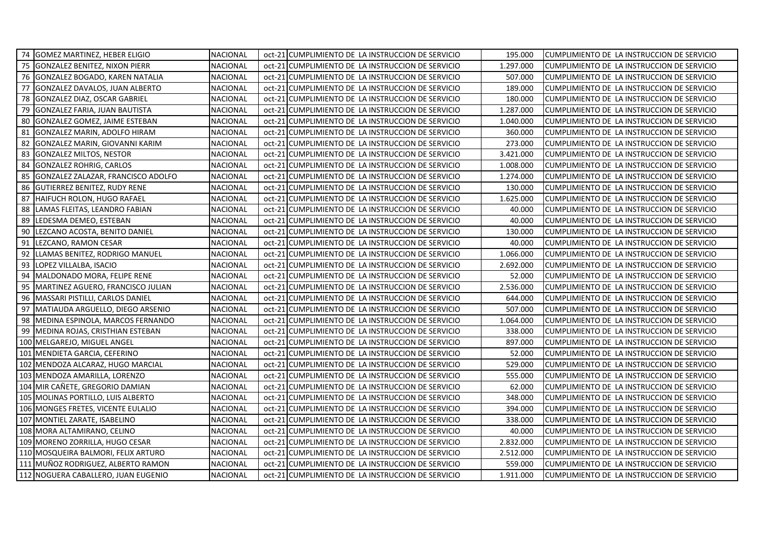| | | | | | | |
|---|---|---|---|---|---|---|
| 74 | GOMEZ MARTINEZ, HEBER ELIGIO | NACIONAL | oct-21 | CUMPLIMIENTO DE LA INSTRUCCION DE SERVICIO | 195.000 | CUMPLIMIENTO DE LA INSTRUCCION DE SERVICIO |
| 75 | GONZALEZ BENITEZ, NIXON PIERR | NACIONAL | oct-21 | CUMPLIMIENTO DE LA INSTRUCCION DE SERVICIO | 1.297.000 | CUMPLIMIENTO DE LA INSTRUCCION DE SERVICIO |
| 76 | GONZALEZ BOGADO, KAREN NATALIA | NACIONAL | oct-21 | CUMPLIMIENTO DE LA INSTRUCCION DE SERVICIO | 507.000 | CUMPLIMIENTO DE LA INSTRUCCION DE SERVICIO |
| 77 | GONZALEZ DAVALOS, JUAN ALBERTO | NACIONAL | oct-21 | CUMPLIMIENTO DE LA INSTRUCCION DE SERVICIO | 189.000 | CUMPLIMIENTO DE LA INSTRUCCION DE SERVICIO |
| 78 | GONZALEZ DIAZ, OSCAR GABRIEL | NACIONAL | oct-21 | CUMPLIMIENTO DE LA INSTRUCCION DE SERVICIO | 180.000 | CUMPLIMIENTO DE LA INSTRUCCION DE SERVICIO |
| 79 | GONZALEZ FARIA, JUAN BAUTISTA | NACIONAL | oct-21 | CUMPLIMIENTO DE LA INSTRUCCION DE SERVICIO | 1.287.000 | CUMPLIMIENTO DE LA INSTRUCCION DE SERVICIO |
| 80 | GONZALEZ GOMEZ, JAIME ESTEBAN | NACIONAL | oct-21 | CUMPLIMIENTO DE LA INSTRUCCION DE SERVICIO | 1.040.000 | CUMPLIMIENTO DE LA INSTRUCCION DE SERVICIO |
| 81 | GONZALEZ MARIN, ADOLFO HIRAM | NACIONAL | oct-21 | CUMPLIMIENTO DE LA INSTRUCCION DE SERVICIO | 360.000 | CUMPLIMIENTO DE LA INSTRUCCION DE SERVICIO |
| 82 | GONZALEZ MARIN, GIOVANNI KARIM | NACIONAL | oct-21 | CUMPLIMIENTO DE LA INSTRUCCION DE SERVICIO | 273.000 | CUMPLIMIENTO DE LA INSTRUCCION DE SERVICIO |
| 83 | GONZALEZ MILTOS, NESTOR | NACIONAL | oct-21 | CUMPLIMIENTO DE LA INSTRUCCION DE SERVICIO | 3.421.000 | CUMPLIMIENTO DE LA INSTRUCCION DE SERVICIO |
| 84 | GONZALEZ ROHRIG, CARLOS | NACIONAL | oct-21 | CUMPLIMIENTO DE LA INSTRUCCION DE SERVICIO | 1.008.000 | CUMPLIMIENTO DE LA INSTRUCCION DE SERVICIO |
| 85 | GONZALEZ ZALAZAR, FRANCISCO ADOLFO | NACIONAL | oct-21 | CUMPLIMIENTO DE LA INSTRUCCION DE SERVICIO | 1.274.000 | CUMPLIMIENTO DE LA INSTRUCCION DE SERVICIO |
| 86 | GUTIERREZ BENITEZ, RUDY RENE | NACIONAL | oct-21 | CUMPLIMIENTO DE LA INSTRUCCION DE SERVICIO | 130.000 | CUMPLIMIENTO DE LA INSTRUCCION DE SERVICIO |
| 87 | HAIFUCH ROLON, HUGO RAFAEL | NACIONAL | oct-21 | CUMPLIMIENTO DE LA INSTRUCCION DE SERVICIO | 1.625.000 | CUMPLIMIENTO DE LA INSTRUCCION DE SERVICIO |
| 88 | LAMAS FLEITAS, LEANDRO FABIAN | NACIONAL | oct-21 | CUMPLIMIENTO DE LA INSTRUCCION DE SERVICIO | 40.000 | CUMPLIMIENTO DE LA INSTRUCCION DE SERVICIO |
| 89 | LEDESMA DEMEO, ESTEBAN | NACIONAL | oct-21 | CUMPLIMIENTO DE LA INSTRUCCION DE SERVICIO | 40.000 | CUMPLIMIENTO DE LA INSTRUCCION DE SERVICIO |
| 90 | LEZCANO ACOSTA, BENITO DANIEL | NACIONAL | oct-21 | CUMPLIMIENTO DE LA INSTRUCCION DE SERVICIO | 130.000 | CUMPLIMIENTO DE LA INSTRUCCION DE SERVICIO |
| 91 | LEZCANO, RAMON CESAR | NACIONAL | oct-21 | CUMPLIMIENTO DE LA INSTRUCCION DE SERVICIO | 40.000 | CUMPLIMIENTO DE LA INSTRUCCION DE SERVICIO |
| 92 | LLAMAS BENITEZ, RODRIGO MANUEL | NACIONAL | oct-21 | CUMPLIMIENTO DE LA INSTRUCCION DE SERVICIO | 1.066.000 | CUMPLIMIENTO DE LA INSTRUCCION DE SERVICIO |
| 93 | LOPEZ VILLALBA, ISACIO | NACIONAL | oct-21 | CUMPLIMIENTO DE LA INSTRUCCION DE SERVICIO | 2.692.000 | CUMPLIMIENTO DE LA INSTRUCCION DE SERVICIO |
| 94 | MALDONADO MORA, FELIPE RENE | NACIONAL | oct-21 | CUMPLIMIENTO DE LA INSTRUCCION DE SERVICIO | 52.000 | CUMPLIMIENTO DE LA INSTRUCCION DE SERVICIO |
| 95 | MARTINEZ AGUERO, FRANCISCO JULIAN | NACIONAL | oct-21 | CUMPLIMIENTO DE LA INSTRUCCION DE SERVICIO | 2.536.000 | CUMPLIMIENTO DE LA INSTRUCCION DE SERVICIO |
| 96 | MASSARI PISTILLI, CARLOS DANIEL | NACIONAL | oct-21 | CUMPLIMIENTO DE LA INSTRUCCION DE SERVICIO | 644.000 | CUMPLIMIENTO DE LA INSTRUCCION DE SERVICIO |
| 97 | MATIAUDA ARGUELLO, DIEGO ARSENIO | NACIONAL | oct-21 | CUMPLIMIENTO DE LA INSTRUCCION DE SERVICIO | 507.000 | CUMPLIMIENTO DE LA INSTRUCCION DE SERVICIO |
| 98 | MEDINA ESPINOLA, MARCOS FERNANDO | NACIONAL | oct-21 | CUMPLIMIENTO DE LA INSTRUCCION DE SERVICIO | 1.064.000 | CUMPLIMIENTO DE LA INSTRUCCION DE SERVICIO |
| 99 | MEDINA ROJAS, CRISTHIAN ESTEBAN | NACIONAL | oct-21 | CUMPLIMIENTO DE LA INSTRUCCION DE SERVICIO | 338.000 | CUMPLIMIENTO DE LA INSTRUCCION DE SERVICIO |
| 100 | MELGAREJO, MIGUEL ANGEL | NACIONAL | oct-21 | CUMPLIMIENTO DE LA INSTRUCCION DE SERVICIO | 897.000 | CUMPLIMIENTO DE LA INSTRUCCION DE SERVICIO |
| 101 | MENDIETA GARCIA, CEFERINO | NACIONAL | oct-21 | CUMPLIMIENTO DE LA INSTRUCCION DE SERVICIO | 52.000 | CUMPLIMIENTO DE LA INSTRUCCION DE SERVICIO |
| 102 | MENDOZA ALCARAZ, HUGO MARCIAL | NACIONAL | oct-21 | CUMPLIMIENTO DE LA INSTRUCCION DE SERVICIO | 529.000 | CUMPLIMIENTO DE LA INSTRUCCION DE SERVICIO |
| 103 | MENDOZA AMARILLA, LORENZO | NACIONAL | oct-21 | CUMPLIMIENTO DE LA INSTRUCCION DE SERVICIO | 555.000 | CUMPLIMIENTO DE LA INSTRUCCION DE SERVICIO |
| 104 | MIR CAÑETE, GREGORIO DAMIAN | NACIONAL | oct-21 | CUMPLIMIENTO DE LA INSTRUCCION DE SERVICIO | 62.000 | CUMPLIMIENTO DE LA INSTRUCCION DE SERVICIO |
| 105 | MOLINAS PORTILLO, LUIS ALBERTO | NACIONAL | oct-21 | CUMPLIMIENTO DE LA INSTRUCCION DE SERVICIO | 348.000 | CUMPLIMIENTO DE LA INSTRUCCION DE SERVICIO |
| 106 | MONGES FRETES, VICENTE EULALIO | NACIONAL | oct-21 | CUMPLIMIENTO DE LA INSTRUCCION DE SERVICIO | 394.000 | CUMPLIMIENTO DE LA INSTRUCCION DE SERVICIO |
| 107 | MONTIEL ZARATE, ISABELINO | NACIONAL | oct-21 | CUMPLIMIENTO DE LA INSTRUCCION DE SERVICIO | 338.000 | CUMPLIMIENTO DE LA INSTRUCCION DE SERVICIO |
| 108 | MORA ALTAMIRANO, CELINO | NACIONAL | oct-21 | CUMPLIMIENTO DE LA INSTRUCCION DE SERVICIO | 40.000 | CUMPLIMIENTO DE LA INSTRUCCION DE SERVICIO |
| 109 | MORENO ZORRILLA, HUGO CESAR | NACIONAL | oct-21 | CUMPLIMIENTO DE LA INSTRUCCION DE SERVICIO | 2.832.000 | CUMPLIMIENTO DE LA INSTRUCCION DE SERVICIO |
| 110 | MOSQUEIRA BALMORI, FELIX ARTURO | NACIONAL | oct-21 | CUMPLIMIENTO DE LA INSTRUCCION DE SERVICIO | 2.512.000 | CUMPLIMIENTO DE LA INSTRUCCION DE SERVICIO |
| 111 | MUÑOZ RODRIGUEZ, ALBERTO RAMON | NACIONAL | oct-21 | CUMPLIMIENTO DE LA INSTRUCCION DE SERVICIO | 559.000 | CUMPLIMIENTO DE LA INSTRUCCION DE SERVICIO |
| 112 | NOGUERA CABALLERO, JUAN EUGENIO | NACIONAL | oct-21 | CUMPLIMIENTO DE LA INSTRUCCION DE SERVICIO | 1.911.000 | CUMPLIMIENTO DE LA INSTRUCCION DE SERVICIO |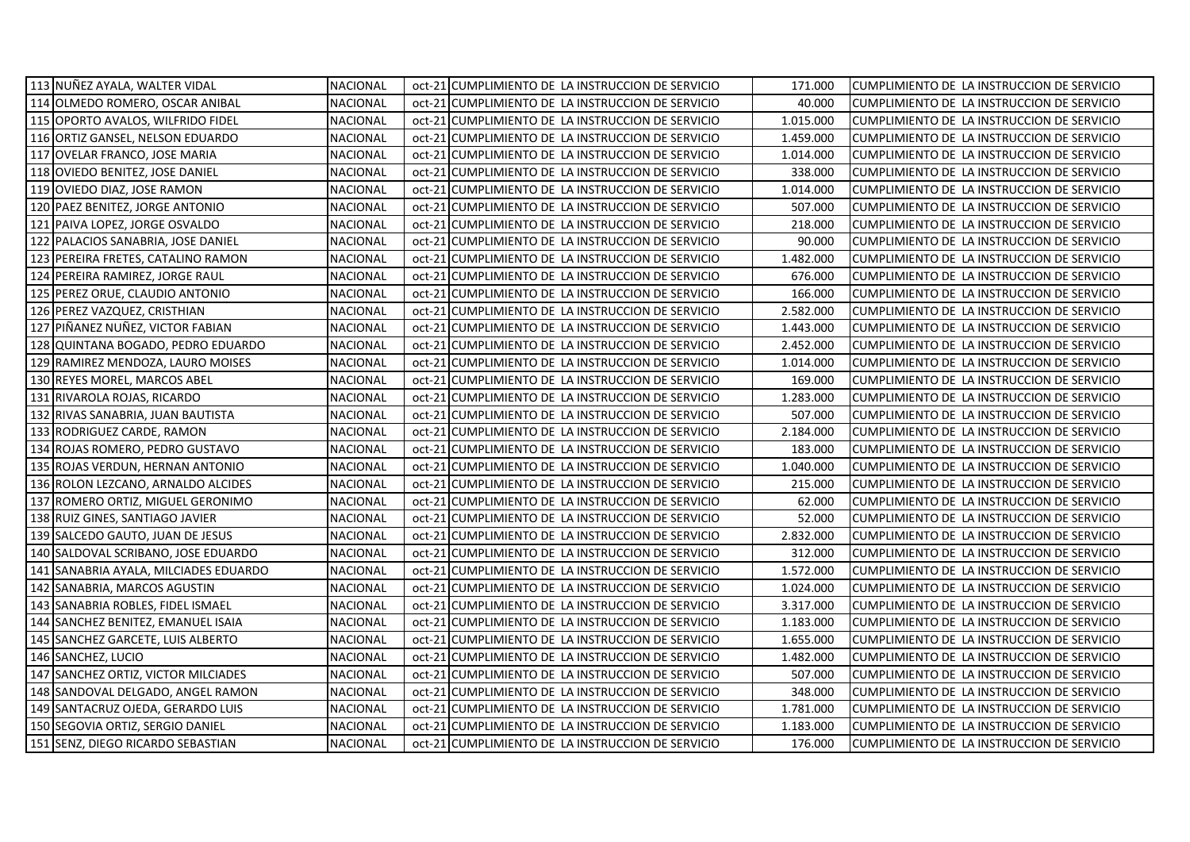| | | | | | | |
|---|---|---|---|---|---|---|
| 113 | NUÑEZ AYALA, WALTER VIDAL | NACIONAL | oct-21 | CUMPLIMIENTO DE LA INSTRUCCION DE SERVICIO | 171.000 | CUMPLIMIENTO DE LA INSTRUCCION DE SERVICIO |
| 114 | OLMEDO ROMERO, OSCAR ANIBAL | NACIONAL | oct-21 | CUMPLIMIENTO DE LA INSTRUCCION DE SERVICIO | 40.000 | CUMPLIMIENTO DE LA INSTRUCCION DE SERVICIO |
| 115 | OPORTO AVALOS, WILFRIDO FIDEL | NACIONAL | oct-21 | CUMPLIMIENTO DE LA INSTRUCCION DE SERVICIO | 1.015.000 | CUMPLIMIENTO DE LA INSTRUCCION DE SERVICIO |
| 116 | ORTIZ GANSEL, NELSON EDUARDO | NACIONAL | oct-21 | CUMPLIMIENTO DE LA INSTRUCCION DE SERVICIO | 1.459.000 | CUMPLIMIENTO DE LA INSTRUCCION DE SERVICIO |
| 117 | OVELAR FRANCO, JOSE MARIA | NACIONAL | oct-21 | CUMPLIMIENTO DE LA INSTRUCCION DE SERVICIO | 1.014.000 | CUMPLIMIENTO DE LA INSTRUCCION DE SERVICIO |
| 118 | OVIEDO BENITEZ, JOSE DANIEL | NACIONAL | oct-21 | CUMPLIMIENTO DE LA INSTRUCCION DE SERVICIO | 338.000 | CUMPLIMIENTO DE LA INSTRUCCION DE SERVICIO |
| 119 | OVIEDO DIAZ, JOSE RAMON | NACIONAL | oct-21 | CUMPLIMIENTO DE LA INSTRUCCION DE SERVICIO | 1.014.000 | CUMPLIMIENTO DE LA INSTRUCCION DE SERVICIO |
| 120 | PAEZ BENITEZ, JORGE ANTONIO | NACIONAL | oct-21 | CUMPLIMIENTO DE LA INSTRUCCION DE SERVICIO | 507.000 | CUMPLIMIENTO DE LA INSTRUCCION DE SERVICIO |
| 121 | PAIVA LOPEZ, JORGE OSVALDO | NACIONAL | oct-21 | CUMPLIMIENTO DE LA INSTRUCCION DE SERVICIO | 218.000 | CUMPLIMIENTO DE LA INSTRUCCION DE SERVICIO |
| 122 | PALACIOS SANABRIA, JOSE DANIEL | NACIONAL | oct-21 | CUMPLIMIENTO DE LA INSTRUCCION DE SERVICIO | 90.000 | CUMPLIMIENTO DE LA INSTRUCCION DE SERVICIO |
| 123 | PEREIRA FRETES, CATALINO RAMON | NACIONAL | oct-21 | CUMPLIMIENTO DE LA INSTRUCCION DE SERVICIO | 1.482.000 | CUMPLIMIENTO DE LA INSTRUCCION DE SERVICIO |
| 124 | PEREIRA RAMIREZ, JORGE RAUL | NACIONAL | oct-21 | CUMPLIMIENTO DE LA INSTRUCCION DE SERVICIO | 676.000 | CUMPLIMIENTO DE LA INSTRUCCION DE SERVICIO |
| 125 | PEREZ ORUE, CLAUDIO ANTONIO | NACIONAL | oct-21 | CUMPLIMIENTO DE LA INSTRUCCION DE SERVICIO | 166.000 | CUMPLIMIENTO DE LA INSTRUCCION DE SERVICIO |
| 126 | PEREZ VAZQUEZ, CRISTHIAN | NACIONAL | oct-21 | CUMPLIMIENTO DE LA INSTRUCCION DE SERVICIO | 2.582.000 | CUMPLIMIENTO DE LA INSTRUCCION DE SERVICIO |
| 127 | PIÑANEZ NUÑEZ, VICTOR FABIAN | NACIONAL | oct-21 | CUMPLIMIENTO DE LA INSTRUCCION DE SERVICIO | 1.443.000 | CUMPLIMIENTO DE LA INSTRUCCION DE SERVICIO |
| 128 | QUINTANA BOGADO, PEDRO EDUARDO | NACIONAL | oct-21 | CUMPLIMIENTO DE LA INSTRUCCION DE SERVICIO | 2.452.000 | CUMPLIMIENTO DE LA INSTRUCCION DE SERVICIO |
| 129 | RAMIREZ MENDOZA, LAURO MOISES | NACIONAL | oct-21 | CUMPLIMIENTO DE LA INSTRUCCION DE SERVICIO | 1.014.000 | CUMPLIMIENTO DE LA INSTRUCCION DE SERVICIO |
| 130 | REYES MOREL, MARCOS ABEL | NACIONAL | oct-21 | CUMPLIMIENTO DE LA INSTRUCCION DE SERVICIO | 169.000 | CUMPLIMIENTO DE LA INSTRUCCION DE SERVICIO |
| 131 | RIVAROLA ROJAS, RICARDO | NACIONAL | oct-21 | CUMPLIMIENTO DE LA INSTRUCCION DE SERVICIO | 1.283.000 | CUMPLIMIENTO DE LA INSTRUCCION DE SERVICIO |
| 132 | RIVAS SANABRIA, JUAN BAUTISTA | NACIONAL | oct-21 | CUMPLIMIENTO DE LA INSTRUCCION DE SERVICIO | 507.000 | CUMPLIMIENTO DE LA INSTRUCCION DE SERVICIO |
| 133 | RODRIGUEZ CARDE, RAMON | NACIONAL | oct-21 | CUMPLIMIENTO DE LA INSTRUCCION DE SERVICIO | 2.184.000 | CUMPLIMIENTO DE LA INSTRUCCION DE SERVICIO |
| 134 | ROJAS ROMERO, PEDRO GUSTAVO | NACIONAL | oct-21 | CUMPLIMIENTO DE LA INSTRUCCION DE SERVICIO | 183.000 | CUMPLIMIENTO DE LA INSTRUCCION DE SERVICIO |
| 135 | ROJAS VERDUN, HERNAN ANTONIO | NACIONAL | oct-21 | CUMPLIMIENTO DE LA INSTRUCCION DE SERVICIO | 1.040.000 | CUMPLIMIENTO DE LA INSTRUCCION DE SERVICIO |
| 136 | ROLON LEZCANO, ARNALDO ALCIDES | NACIONAL | oct-21 | CUMPLIMIENTO DE LA INSTRUCCION DE SERVICIO | 215.000 | CUMPLIMIENTO DE LA INSTRUCCION DE SERVICIO |
| 137 | ROMERO ORTIZ, MIGUEL GERONIMO | NACIONAL | oct-21 | CUMPLIMIENTO DE LA INSTRUCCION DE SERVICIO | 62.000 | CUMPLIMIENTO DE LA INSTRUCCION DE SERVICIO |
| 138 | RUIZ GINES, SANTIAGO JAVIER | NACIONAL | oct-21 | CUMPLIMIENTO DE LA INSTRUCCION DE SERVICIO | 52.000 | CUMPLIMIENTO DE LA INSTRUCCION DE SERVICIO |
| 139 | SALCEDO GAUTO, JUAN DE JESUS | NACIONAL | oct-21 | CUMPLIMIENTO DE LA INSTRUCCION DE SERVICIO | 2.832.000 | CUMPLIMIENTO DE LA INSTRUCCION DE SERVICIO |
| 140 | SALDOVAL SCRIBANO, JOSE EDUARDO | NACIONAL | oct-21 | CUMPLIMIENTO DE LA INSTRUCCION DE SERVICIO | 312.000 | CUMPLIMIENTO DE LA INSTRUCCION DE SERVICIO |
| 141 | SANABRIA AYALA, MILCIADES EDUARDO | NACIONAL | oct-21 | CUMPLIMIENTO DE LA INSTRUCCION DE SERVICIO | 1.572.000 | CUMPLIMIENTO DE LA INSTRUCCION DE SERVICIO |
| 142 | SANABRIA, MARCOS AGUSTIN | NACIONAL | oct-21 | CUMPLIMIENTO DE LA INSTRUCCION DE SERVICIO | 1.024.000 | CUMPLIMIENTO DE LA INSTRUCCION DE SERVICIO |
| 143 | SANABRIA ROBLES, FIDEL ISMAEL | NACIONAL | oct-21 | CUMPLIMIENTO DE LA INSTRUCCION DE SERVICIO | 3.317.000 | CUMPLIMIENTO DE LA INSTRUCCION DE SERVICIO |
| 144 | SANCHEZ BENITEZ, EMANUEL ISAIA | NACIONAL | oct-21 | CUMPLIMIENTO DE LA INSTRUCCION DE SERVICIO | 1.183.000 | CUMPLIMIENTO DE LA INSTRUCCION DE SERVICIO |
| 145 | SANCHEZ GARCETE, LUIS ALBERTO | NACIONAL | oct-21 | CUMPLIMIENTO DE LA INSTRUCCION DE SERVICIO | 1.655.000 | CUMPLIMIENTO DE LA INSTRUCCION DE SERVICIO |
| 146 | SANCHEZ, LUCIO | NACIONAL | oct-21 | CUMPLIMIENTO DE LA INSTRUCCION DE SERVICIO | 1.482.000 | CUMPLIMIENTO DE LA INSTRUCCION DE SERVICIO |
| 147 | SANCHEZ ORTIZ, VICTOR MILCIADES | NACIONAL | oct-21 | CUMPLIMIENTO DE LA INSTRUCCION DE SERVICIO | 507.000 | CUMPLIMIENTO DE LA INSTRUCCION DE SERVICIO |
| 148 | SANDOVAL DELGADO, ANGEL RAMON | NACIONAL | oct-21 | CUMPLIMIENTO DE LA INSTRUCCION DE SERVICIO | 348.000 | CUMPLIMIENTO DE LA INSTRUCCION DE SERVICIO |
| 149 | SANTACRUZ OJEDA, GERARDO LUIS | NACIONAL | oct-21 | CUMPLIMIENTO DE LA INSTRUCCION DE SERVICIO | 1.781.000 | CUMPLIMIENTO DE LA INSTRUCCION DE SERVICIO |
| 150 | SEGOVIA ORTIZ, SERGIO DANIEL | NACIONAL | oct-21 | CUMPLIMIENTO DE LA INSTRUCCION DE SERVICIO | 1.183.000 | CUMPLIMIENTO DE LA INSTRUCCION DE SERVICIO |
| 151 | SENZ, DIEGO RICARDO SEBASTIAN | NACIONAL | oct-21 | CUMPLIMIENTO DE LA INSTRUCCION DE SERVICIO | 176.000 | CUMPLIMIENTO DE LA INSTRUCCION DE SERVICIO |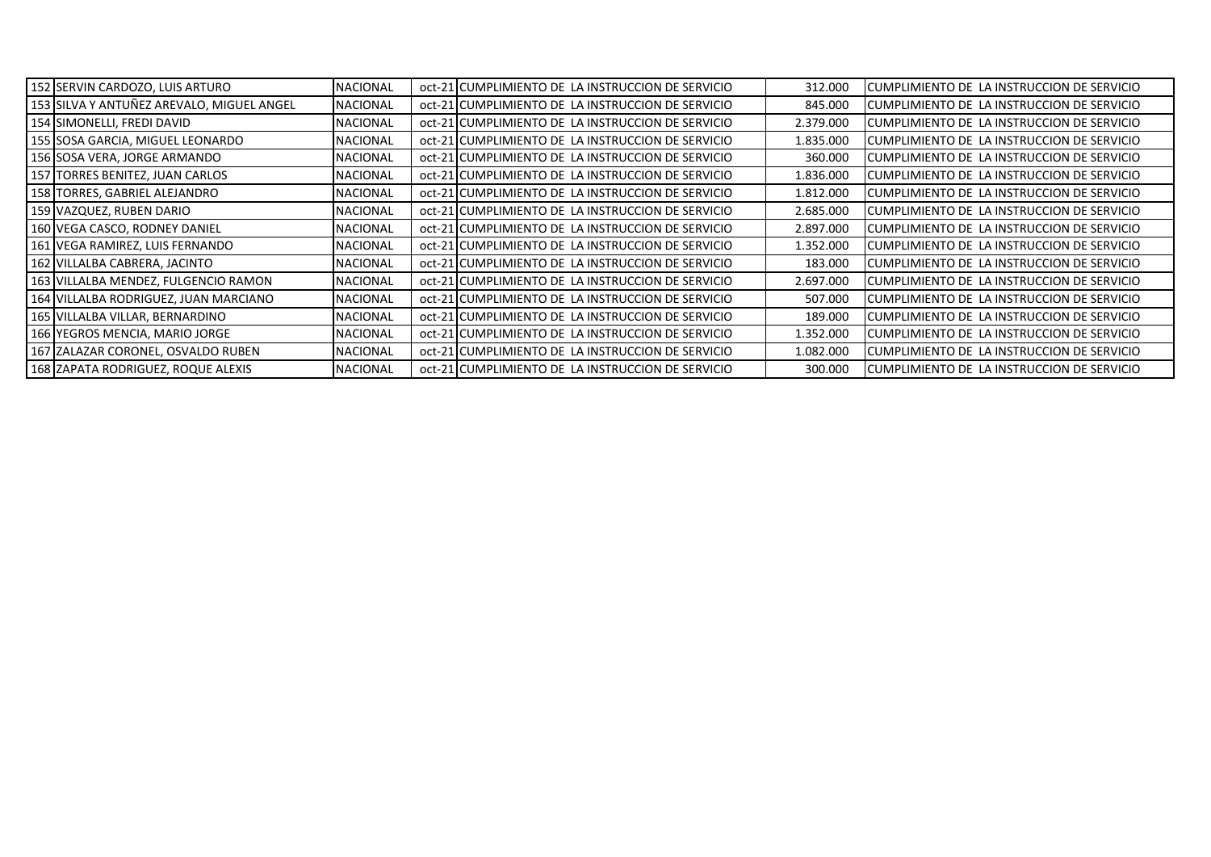| | | | | | | |
|---|---|---|---|---|---|---|
| 152 | SERVIN CARDOZO, LUIS ARTURO | NACIONAL | oct-21 | CUMPLIMIENTO DE LA INSTRUCCION DE SERVICIO | 312.000 | CUMPLIMIENTO DE LA INSTRUCCION DE SERVICIO |
| 153 | SILVA Y ANTUÑEZ AREVALO, MIGUEL ANGEL | NACIONAL | oct-21 | CUMPLIMIENTO DE LA INSTRUCCION DE SERVICIO | 845.000 | CUMPLIMIENTO DE LA INSTRUCCION DE SERVICIO |
| 154 | SIMONELLI, FREDI DAVID | NACIONAL | oct-21 | CUMPLIMIENTO DE LA INSTRUCCION DE SERVICIO | 2.379.000 | CUMPLIMIENTO DE LA INSTRUCCION DE SERVICIO |
| 155 | SOSA GARCIA, MIGUEL LEONARDO | NACIONAL | oct-21 | CUMPLIMIENTO DE LA INSTRUCCION DE SERVICIO | 1.835.000 | CUMPLIMIENTO DE LA INSTRUCCION DE SERVICIO |
| 156 | SOSA VERA, JORGE ARMANDO | NACIONAL | oct-21 | CUMPLIMIENTO DE LA INSTRUCCION DE SERVICIO | 360.000 | CUMPLIMIENTO DE LA INSTRUCCION DE SERVICIO |
| 157 | TORRES BENITEZ, JUAN CARLOS | NACIONAL | oct-21 | CUMPLIMIENTO DE LA INSTRUCCION DE SERVICIO | 1.836.000 | CUMPLIMIENTO DE LA INSTRUCCION DE SERVICIO |
| 158 | TORRES, GABRIEL ALEJANDRO | NACIONAL | oct-21 | CUMPLIMIENTO DE LA INSTRUCCION DE SERVICIO | 1.812.000 | CUMPLIMIENTO DE LA INSTRUCCION DE SERVICIO |
| 159 | VAZQUEZ, RUBEN DARIO | NACIONAL | oct-21 | CUMPLIMIENTO DE LA INSTRUCCION DE SERVICIO | 2.685.000 | CUMPLIMIENTO DE LA INSTRUCCION DE SERVICIO |
| 160 | VEGA CASCO, RODNEY DANIEL | NACIONAL | oct-21 | CUMPLIMIENTO DE LA INSTRUCCION DE SERVICIO | 2.897.000 | CUMPLIMIENTO DE LA INSTRUCCION DE SERVICIO |
| 161 | VEGA RAMIREZ, LUIS FERNANDO | NACIONAL | oct-21 | CUMPLIMIENTO DE LA INSTRUCCION DE SERVICIO | 1.352.000 | CUMPLIMIENTO DE LA INSTRUCCION DE SERVICIO |
| 162 | VILLALBA CABRERA, JACINTO | NACIONAL | oct-21 | CUMPLIMIENTO DE LA INSTRUCCION DE SERVICIO | 183.000 | CUMPLIMIENTO DE LA INSTRUCCION DE SERVICIO |
| 163 | VILLALBA MENDEZ, FULGENCIO RAMON | NACIONAL | oct-21 | CUMPLIMIENTO DE LA INSTRUCCION DE SERVICIO | 2.697.000 | CUMPLIMIENTO DE LA INSTRUCCION DE SERVICIO |
| 164 | VILLALBA RODRIGUEZ, JUAN MARCIANO | NACIONAL | oct-21 | CUMPLIMIENTO DE LA INSTRUCCION DE SERVICIO | 507.000 | CUMPLIMIENTO DE LA INSTRUCCION DE SERVICIO |
| 165 | VILLALBA VILLAR, BERNARDINO | NACIONAL | oct-21 | CUMPLIMIENTO DE LA INSTRUCCION DE SERVICIO | 189.000 | CUMPLIMIENTO DE LA INSTRUCCION DE SERVICIO |
| 166 | YEGROS MENCIA, MARIO JORGE | NACIONAL | oct-21 | CUMPLIMIENTO DE LA INSTRUCCION DE SERVICIO | 1.352.000 | CUMPLIMIENTO DE LA INSTRUCCION DE SERVICIO |
| 167 | ZALAZAR CORONEL, OSVALDO RUBEN | NACIONAL | oct-21 | CUMPLIMIENTO DE LA INSTRUCCION DE SERVICIO | 1.082.000 | CUMPLIMIENTO DE LA INSTRUCCION DE SERVICIO |
| 168 | ZAPATA RODRIGUEZ, ROQUE ALEXIS | NACIONAL | oct-21 | CUMPLIMIENTO DE LA INSTRUCCION DE SERVICIO | 300.000 | CUMPLIMIENTO DE LA INSTRUCCION DE SERVICIO |